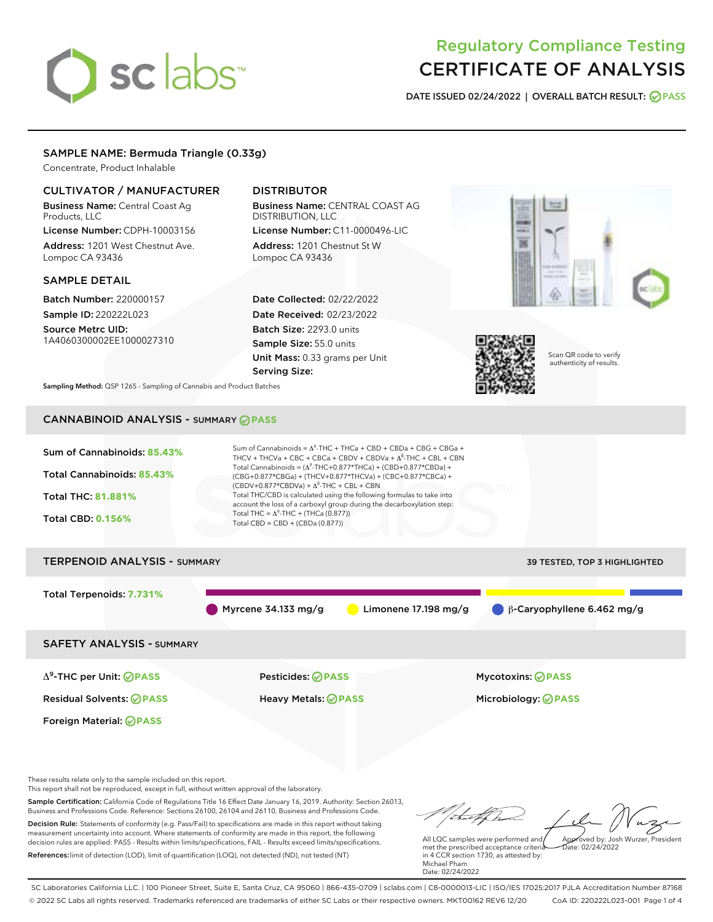sc labs

# Regulatory Compliance Testing
# CERTIFICATE OF ANALYSIS

**DATE ISSUED 02/24/2022 | OVERALL BATCH RESULT: PASS**

## SAMPLE NAME: Bermuda Triangle (0.33g)

Concentrate, Product Inhalable

### CULTIVATOR / MANUFACTURER

**Business Name:** Central Coast Ag Products, LLC

**License Number:** CDPH-10003156

**Address:** 1201 West Chestnut Ave. Lompoc CA 93436

### DISTRIBUTOR

**Business Name:** CENTRAL COAST AG DISTRIBUTION, LLC

**License Number:** C11-0000496-LIC

**Address:** 1201 Chestnut St W Lompoc CA 93436

### SAMPLE DETAIL

**Batch Number:** 220000157

**Sample ID:** 220222L023

**Source Metrc UID:** 1A4060300002EE1000027310

**Date Collected:** 02/22/2022

**Date Received:** 02/23/2022

**Batch Size:** 2293.0 units

**Sample Size:** 55.0 units

**Unit Mass:** 0.33 grams per Unit

**Serving Size:**

Scan QR code to verify authenticity of results.

**Sampling Method:** QSP 1265 - Sampling of Cannabis and Product Batches

## CANNABINOID ANALYSIS - SUMMARY PASS

**Sum of Cannabinoids: 85.43%**

**Total Cannabinoids: 85.43%**

**Total THC: 81.881%**

**Total CBD: 0.156%**

Sum of Cannabinoids = $\Delta^9$-THC + THCa + CBD + CBDa + CBG + CBGa + THCV + THCVa + CBC + CBCa + CBDV + CBDVa + $\Delta^8$-THC + CBL + CBN

Total Cannabinoids = ($\Delta^9$-THC+0.877\*THCa) + (CBD+0.877\*CBDa) + (CBG+0.877\*CBGa) + (THCV+0.877\*THCVa) + (CBC+0.877\*CBCa) + (CBDV+0.877\*CBDVa) + $\Delta^8$-THC + CBL + CBN

Total THC/CBD is calculated using the following formulas to take into account the loss of a carboxyl group during the decarboxylation step:

Total THC = $\Delta^9$-THC + (THCa (0.877))

Total CBD = CBD + (CBDa (0.877))

## TERPENOID ANALYSIS - SUMMARY

39 TESTED, TOP 3 HIGHLIGHTED

**Total Terpenoids: 7.731%**

Myrcene 34.133 mg/g

Limonene 17.198 mg/g

β-Caryophyllene 6.462 mg/g

## SAFETY ANALYSIS - SUMMARY

| | | |
|---|---|---|
| $\Delta^9$-THC per Unit: PASS | Pesticides: PASS | Mycotoxins: PASS |
| Residual Solvents: PASS | Heavy Metals: PASS | Microbiology: PASS |
| Foreign Material: PASS | | |

These results relate only to the sample included on this report.
This report shall not be reproduced, except in full, without written approval of the laboratory.

**Sample Certification:** California Code of Regulations Title 16 Effect Date January 16, 2019. Authority: Section 26013, Business and Professions Code. Reference: Sections 26100, 26104 and 26110, Business and Professions Code.

**Decision Rule:** Statements of conformity (e.g. Pass/Fail) to specifications are made in this report without taking measurement uncertainty into account. Where statements of conformity are made in this report, the following decision rules are applied: PASS - Results within limits/specifications, FAIL - Results exceed limits/specifications.

**References:** limit of detection (LOD), limit of quantification (LOQ), not detected (ND), not tested (NT)

All LQC samples were performed and met the prescribed acceptance criteria in 4 CCR section 1730, as attested by: Michael Pham
Date: 02/24/2022

Approved by: Josh Wurzer, President
Date: 02/24/2022

SC Laboratories California LLC. | 100 Pioneer Street, Suite E, Santa Cruz, CA 95060 | 866-435-0709 | sclabs.com | C8-0000013-LIC | ISO/IES 17025:2017 PJLA Accreditation Number 87168
© 2022 SC Labs all rights reserved. Trademarks referenced are trademarks of either SC Labs or their respective owners. MKT00162 REV6 12/20 CoA ID: 220222L023-001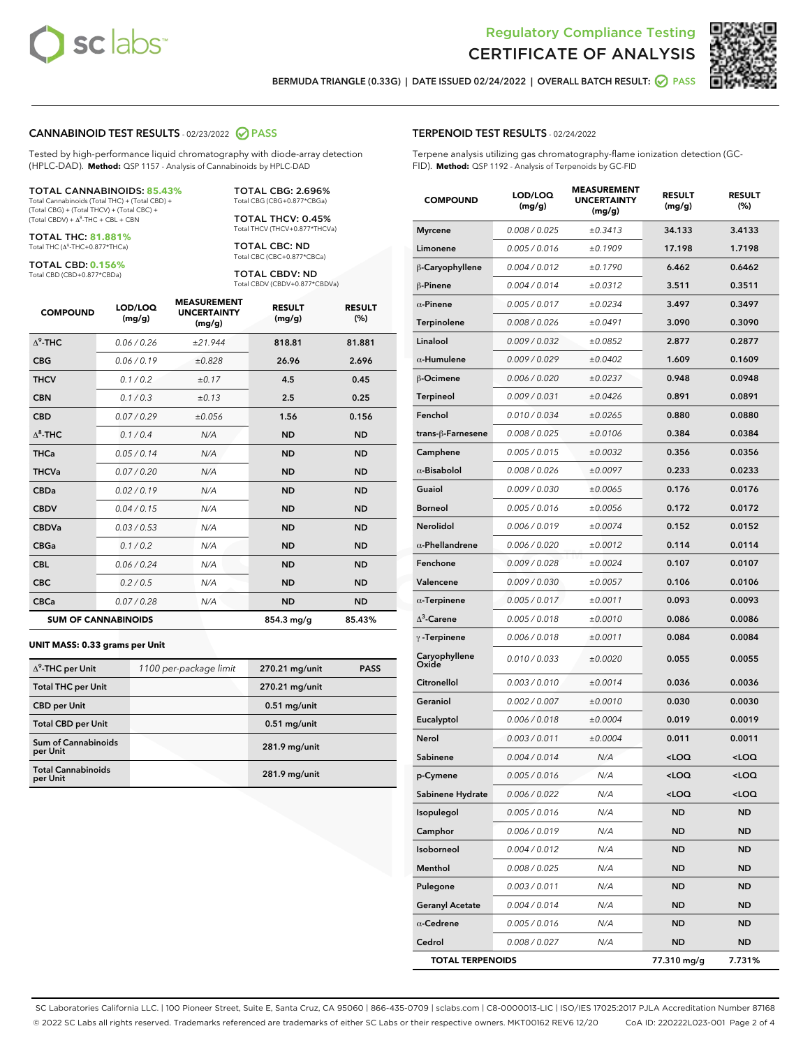Regulatory Compliance Testing

# CERTIFICATE OF ANALYSIS

BERMUDA TRIANGLE (0.33G) | DATE ISSUED 02/24/2022 | OVERALL BATCH RESULT: PASS

## CANNABINOID TEST RESULTS - 02/23/2022 PASS

Tested by high-performance liquid chromatography with diode-array detection (HPLC-DAD). **Method:** QSP 1157 - Analysis of Cannabinoids by HPLC-DAD

**TOTAL CANNABINOIDS: 85.43%**
Total Cannabinoids (Total THC) + (Total CBD) + (Total CBG) + (Total THCV) + (Total CBC) + (Total CBDV) + $\Delta^8$-THC + CBL + CBN

**TOTAL THC: 81.881%**
Total THC ($\Delta^9$-THC+0.877*THCa)

**TOTAL CBD: 0.156%**
Total CBD (CBD+0.877*CBDa)

**TOTAL CBG: 2.696%**
Total CBG (CBG+0.877*CBGa)

**TOTAL THCV: 0.45%**
Total THCV (THCV+0.877*THCVa)

**TOTAL CBC: ND**
Total CBC (CBC+0.877*CBCa)

**TOTAL CBDV: ND**
Total CBDV (CBDV+0.877*CBDVa)

| COMPOUND | LOD/LOQ (mg/g) | MEASUREMENT UNCERTAINTY (mg/g) | RESULT (mg/g) | RESULT (%) |
|---|---|---|---|---|
| $\Delta^9$-THC | 0.06 / 0.26 | ±21.944 | 818.81 | 81.881 |
| CBG | 0.06 / 0.19 | ±0.828 | 26.96 | 2.696 |
| THCV | 0.1 / 0.2 | ±0.17 | 4.5 | 0.45 |
| CBN | 0.1 / 0.3 | ±0.13 | 2.5 | 0.25 |
| CBD | 0.07 / 0.29 | ±0.056 | 1.56 | 0.156 |
| $\Delta^8$-THC | 0.1 / 0.4 | N/A | ND | ND |
| THCa | 0.05 / 0.14 | N/A | ND | ND |
| THCVa | 0.07 / 0.20 | N/A | ND | ND |
| CBDa | 0.02 / 0.19 | N/A | ND | ND |
| CBDV | 0.04 / 0.15 | N/A | ND | ND |
| CBDVa | 0.03 / 0.53 | N/A | ND | ND |
| CBGa | 0.1 / 0.2 | N/A | ND | ND |
| CBL | 0.06 / 0.24 | N/A | ND | ND |
| CBC | 0.2 / 0.5 | N/A | ND | ND |
| CBCa | 0.07 / 0.28 | N/A | ND | ND |
| **SUM OF CANNABINOIDS** | | | 854.3 mg/g | 85.43% |

**UNIT MASS: 0.33 grams per Unit**

| | | | |
|---|---|---|---|
| $\Delta^9$-THC per Unit | 1100 per-package limit | 270.21 mg/unit | PASS |
| Total THC per Unit | | 270.21 mg/unit | |
| CBD per Unit | | 0.51 mg/unit | |
| Total CBD per Unit | | 0.51 mg/unit | |
| Sum of Cannabinoids per Unit | | 281.9 mg/unit | |
| Total Cannabinoids per Unit | | 281.9 mg/unit | |

## TERPENOID TEST RESULTS - 02/24/2022

Terpene analysis utilizing gas chromatography-flame ionization detection (GC-FID). **Method:** QSP 1192 - Analysis of Terpenoids by GC-FID

| COMPOUND | LOD/LOQ (mg/g) | MEASUREMENT UNCERTAINTY (mg/g) | RESULT (mg/g) | RESULT (%) |
|---|---|---|---|---|
| Myrcene | 0.008 / 0.025 | ±0.3413 | 34.133 | 3.4133 |
| Limonene | 0.005 / 0.016 | ±0.1909 | 17.198 | 1.7198 |
| β-Caryophyllene | 0.004 / 0.012 | ±0.1790 | 6.462 | 0.6462 |
| β-Pinene | 0.004 / 0.014 | ±0.0312 | 3.511 | 0.3511 |
| α-Pinene | 0.005 / 0.017 | ±0.0234 | 3.497 | 0.3497 |
| Terpinolene | 0.008 / 0.026 | ±0.0491 | 3.090 | 0.3090 |
| Linalool | 0.009 / 0.032 | ±0.0852 | 2.877 | 0.2877 |
| α-Humulene | 0.009 / 0.029 | ±0.0402 | 1.609 | 0.1609 |
| β-Ocimene | 0.006 / 0.020 | ±0.0237 | 0.948 | 0.0948 |
| Terpineol | 0.009 / 0.031 | ±0.0426 | 0.891 | 0.0891 |
| Fenchol | 0.010 / 0.034 | ±0.0265 | 0.880 | 0.0880 |
| trans-β-Farnesene | 0.008 / 0.025 | ±0.0106 | 0.384 | 0.0384 |
| Camphene | 0.005 / 0.015 | ±0.0032 | 0.356 | 0.0356 |
| α-Bisabolol | 0.008 / 0.026 | ±0.0097 | 0.233 | 0.0233 |
| Guaiol | 0.009 / 0.030 | ±0.0065 | 0.176 | 0.0176 |
| Borneol | 0.005 / 0.016 | ±0.0056 | 0.172 | 0.0172 |
| Nerolidol | 0.006 / 0.019 | ±0.0074 | 0.152 | 0.0152 |
| α-Phellandrene | 0.006 / 0.020 | ±0.0012 | 0.114 | 0.0114 |
| Fenchone | 0.009 / 0.028 | ±0.0024 | 0.107 | 0.0107 |
| Valencene | 0.009 / 0.030 | ±0.0057 | 0.106 | 0.0106 |
| α-Terpinene | 0.005 / 0.017 | ±0.0011 | 0.093 | 0.0093 |
| $\Delta^3$-Carene | 0.005 / 0.018 | ±0.0010 | 0.086 | 0.0086 |
| γ-Terpinene | 0.006 / 0.018 | ±0.0011 | 0.084 | 0.0084 |
| Caryophyllene Oxide | 0.010 / 0.033 | ±0.0020 | 0.055 | 0.0055 |
| Citronellol | 0.003 / 0.010 | ±0.0014 | 0.036 | 0.0036 |
| Geraniol | 0.002 / 0.007 | ±0.0010 | 0.030 | 0.0030 |
| Eucalyptol | 0.006 / 0.018 | ±0.0004 | 0.019 | 0.0019 |
| Nerol | 0.003 / 0.011 | ±0.0004 | 0.011 | 0.0011 |
| Sabinene | 0.004 / 0.014 | N/A | <LOQ | <LOQ |
| p-Cymene | 0.005 / 0.016 | N/A | <LOQ | <LOQ |
| Sabinene Hydrate | 0.006 / 0.022 | N/A | <LOQ | <LOQ |
| Isopulegol | 0.005 / 0.016 | N/A | ND | ND |
| Camphor | 0.006 / 0.019 | N/A | ND | ND |
| Isoborneol | 0.004 / 0.012 | N/A | ND | ND |
| Menthol | 0.008 / 0.025 | N/A | ND | ND |
| Pulegone | 0.003 / 0.011 | N/A | ND | ND |
| Geranyl Acetate | 0.004 / 0.014 | N/A | ND | ND |
| α-Cedrene | 0.005 / 0.016 | N/A | ND | ND |
| Cedrol | 0.008 / 0.027 | N/A | ND | ND |
| **TOTAL TERPENOIDS** | | | 77.310 mg/g | 7.731% |

SC Laboratories California LLC. | 100 Pioneer Street, Suite E, Santa Cruz, CA 95060 | 866-435-0709 | sclabs.com | C8-0000013-LIC | ISO/IES 17025:2017 PJLA Accreditation Number 87168
© 2022 SC Labs all rights reserved. Trademarks referenced are trademarks of either SC Labs or their respective owners. MKT00162 REV6 12/20 CoA ID: 220222L023-001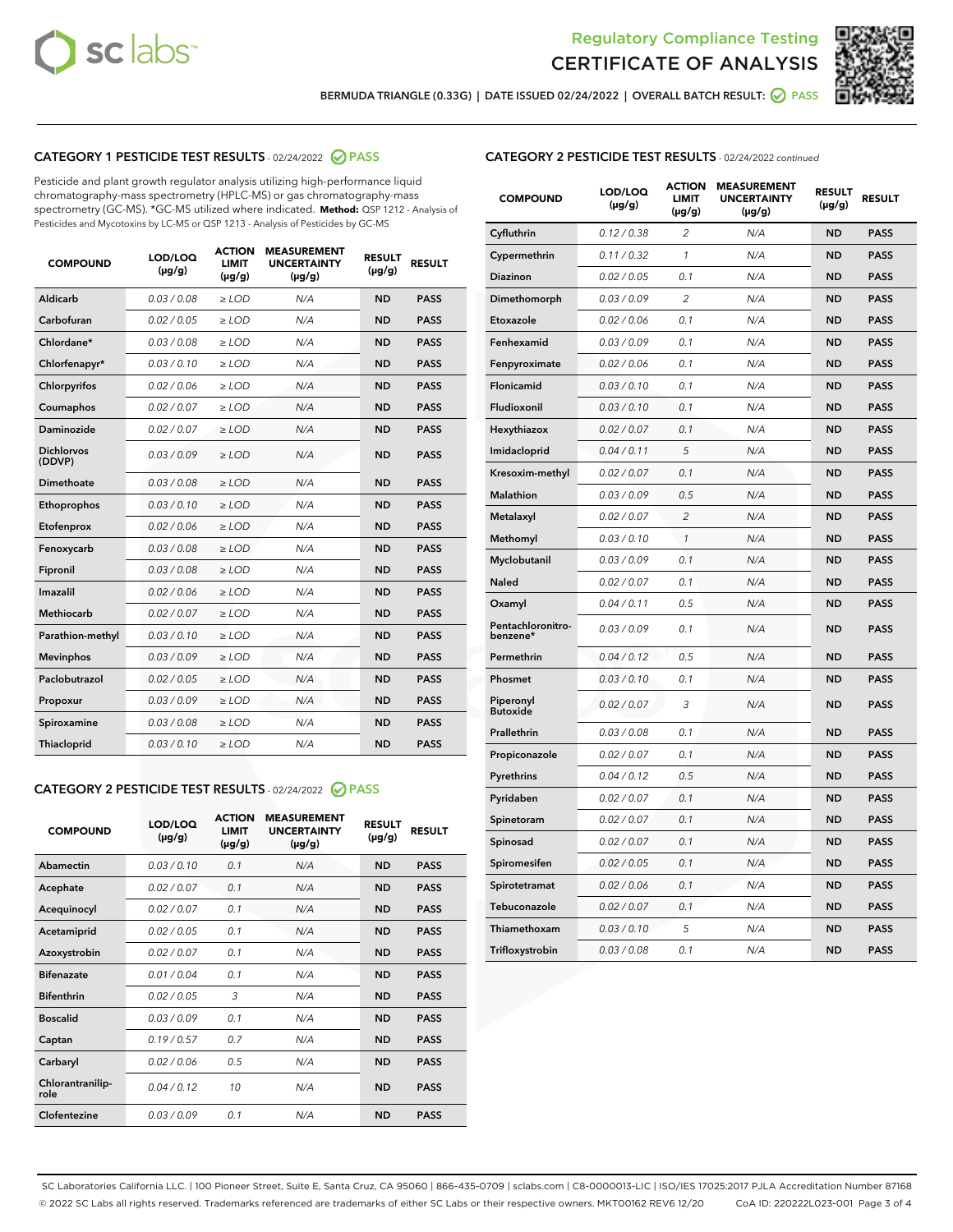Regulatory Compliance Testing
CERTIFICATE OF ANALYSIS

BERMUDA TRIANGLE (0.33G) | DATE ISSUED 02/24/2022 | OVERALL BATCH RESULT: PASS

## CATEGORY 1 PESTICIDE TEST RESULTS - 02/24/2022 PASS

Pesticide and plant growth regulator analysis utilizing high-performance liquid chromatography-mass spectrometry (HPLC-MS) or gas chromatography-mass spectrometry (GC-MS). *GC-MS utilized where indicated. **Method:** QSP 1212 - Analysis of Pesticides and Mycotoxins by LC-MS or QSP 1213 - Analysis of Pesticides by GC-MS

| COMPOUND | LOD/LOQ (µg/g) | ACTION LIMIT (µg/g) | MEASUREMENT UNCERTAINTY (µg/g) | RESULT (µg/g) | RESULT |
|---|---|---|---|---|---|
| Aldicarb | 0.03 / 0.08 | ≥ LOD | N/A | ND | PASS |
| Carbofuran | 0.02 / 0.05 | ≥ LOD | N/A | ND | PASS |
| Chlordane* | 0.03 / 0.08 | ≥ LOD | N/A | ND | PASS |
| Chlorfenapyr* | 0.03 / 0.10 | ≥ LOD | N/A | ND | PASS |
| Chlorpyrifos | 0.02 / 0.06 | ≥ LOD | N/A | ND | PASS |
| Coumaphos | 0.02 / 0.07 | ≥ LOD | N/A | ND | PASS |
| Daminozide | 0.02 / 0.07 | ≥ LOD | N/A | ND | PASS |
| Dichlorvos (DDVP) | 0.03 / 0.09 | ≥ LOD | N/A | ND | PASS |
| Dimethoate | 0.03 / 0.08 | ≥ LOD | N/A | ND | PASS |
| Ethoprophos | 0.03 / 0.10 | ≥ LOD | N/A | ND | PASS |
| Etofenprox | 0.02 / 0.06 | ≥ LOD | N/A | ND | PASS |
| Fenoxycarb | 0.03 / 0.08 | ≥ LOD | N/A | ND | PASS |
| Fipronil | 0.03 / 0.08 | ≥ LOD | N/A | ND | PASS |
| Imazalil | 0.02 / 0.06 | ≥ LOD | N/A | ND | PASS |
| Methiocarb | 0.02 / 0.07 | ≥ LOD | N/A | ND | PASS |
| Parathion-methyl | 0.03 / 0.10 | ≥ LOD | N/A | ND | PASS |
| Mevinphos | 0.03 / 0.09 | ≥ LOD | N/A | ND | PASS |
| Paclobutrazol | 0.02 / 0.05 | ≥ LOD | N/A | ND | PASS |
| Propoxur | 0.03 / 0.09 | ≥ LOD | N/A | ND | PASS |
| Spiroxamine | 0.03 / 0.08 | ≥ LOD | N/A | ND | PASS |
| Thiacloprid | 0.03 / 0.10 | ≥ LOD | N/A | ND | PASS |

## CATEGORY 2 PESTICIDE TEST RESULTS - 02/24/2022 PASS

| COMPOUND | LOD/LOQ (µg/g) | ACTION LIMIT (µg/g) | MEASUREMENT UNCERTAINTY (µg/g) | RESULT (µg/g) | RESULT |
|---|---|---|---|---|---|
| Abamectin | 0.03 / 0.10 | 0.1 | N/A | ND | PASS |
| Acephate | 0.02 / 0.07 | 0.1 | N/A | ND | PASS |
| Acequinocyl | 0.02 / 0.07 | 0.1 | N/A | ND | PASS |
| Acetamiprid | 0.02 / 0.05 | 0.1 | N/A | ND | PASS |
| Azoxystrobin | 0.02 / 0.07 | 0.1 | N/A | ND | PASS |
| Bifenazate | 0.01 / 0.04 | 0.1 | N/A | ND | PASS |
| Bifenthrin | 0.02 / 0.05 | 3 | N/A | ND | PASS |
| Boscalid | 0.03 / 0.09 | 0.1 | N/A | ND | PASS |
| Captan | 0.19 / 0.57 | 0.7 | N/A | ND | PASS |
| Carbaryl | 0.02 / 0.06 | 0.5 | N/A | ND | PASS |
| Chlorantraniliprole | 0.04 / 0.12 | 10 | N/A | ND | PASS |
| Clofentezine | 0.03 / 0.09 | 0.1 | N/A | ND | PASS |
| Cyfluthrin | 0.12 / 0.38 | 2 | N/A | ND | PASS |
| Cypermethrin | 0.11 / 0.32 | 1 | N/A | ND | PASS |
| Diazinon | 0.02 / 0.05 | 0.1 | N/A | ND | PASS |
| Dimethomorph | 0.03 / 0.09 | 2 | N/A | ND | PASS |
| Etoxazole | 0.02 / 0.06 | 0.1 | N/A | ND | PASS |
| Fenhexamid | 0.03 / 0.09 | 0.1 | N/A | ND | PASS |
| Fenpyroximate | 0.02 / 0.06 | 0.1 | N/A | ND | PASS |
| Flonicamid | 0.03 / 0.10 | 0.1 | N/A | ND | PASS |
| Fludioxonil | 0.03 / 0.10 | 0.1 | N/A | ND | PASS |
| Hexythiazox | 0.02 / 0.07 | 0.1 | N/A | ND | PASS |
| Imidacloprid | 0.04 / 0.11 | 5 | N/A | ND | PASS |
| Kresoxim-methyl | 0.02 / 0.07 | 0.1 | N/A | ND | PASS |
| Malathion | 0.03 / 0.09 | 0.5 | N/A | ND | PASS |
| Metalaxyl | 0.02 / 0.07 | 2 | N/A | ND | PASS |
| Methomyl | 0.03 / 0.10 | 1 | N/A | ND | PASS |
| Myclobutanil | 0.03 / 0.09 | 0.1 | N/A | ND | PASS |
| Naled | 0.02 / 0.07 | 0.1 | N/A | ND | PASS |
| Oxamyl | 0.04 / 0.11 | 0.5 | N/A | ND | PASS |
| Pentachloronitrobenzene* | 0.03 / 0.09 | 0.1 | N/A | ND | PASS |
| Permethrin | 0.04 / 0.12 | 0.5 | N/A | ND | PASS |
| Phosmet | 0.03 / 0.10 | 0.1 | N/A | ND | PASS |
| Piperonyl Butoxide | 0.02 / 0.07 | 3 | N/A | ND | PASS |
| Prallethrin | 0.03 / 0.08 | 0.1 | N/A | ND | PASS |
| Propiconazole | 0.02 / 0.07 | 0.1 | N/A | ND | PASS |
| Pyrethrins | 0.04 / 0.12 | 0.5 | N/A | ND | PASS |
| Pyridaben | 0.02 / 0.07 | 0.1 | N/A | ND | PASS |
| Spinetoram | 0.02 / 0.07 | 0.1 | N/A | ND | PASS |
| Spinosad | 0.02 / 0.07 | 0.1 | N/A | ND | PASS |
| Spiromesifen | 0.02 / 0.05 | 0.1 | N/A | ND | PASS |
| Spirotetramat | 0.02 / 0.06 | 0.1 | N/A | ND | PASS |
| Tebuconazole | 0.02 / 0.07 | 0.1 | N/A | ND | PASS |
| Thiamethoxam | 0.03 / 0.10 | 5 | N/A | ND | PASS |
| Trifloxystrobin | 0.03 / 0.08 | 0.1 | N/A | ND | PASS |

SC Laboratories California LLC. | 100 Pioneer Street, Suite E, Santa Cruz, CA 95060 | 866-435-0709 | sclabs.com | C8-0000013-LIC | ISO/IES 17025:2017 PJLA Accreditation Number 87168
© 2022 SC Labs all rights reserved. Trademarks referenced are trademarks of either SC Labs or their respective owners. MKT00162 REV6 12/20 CoA ID: 220222L023-001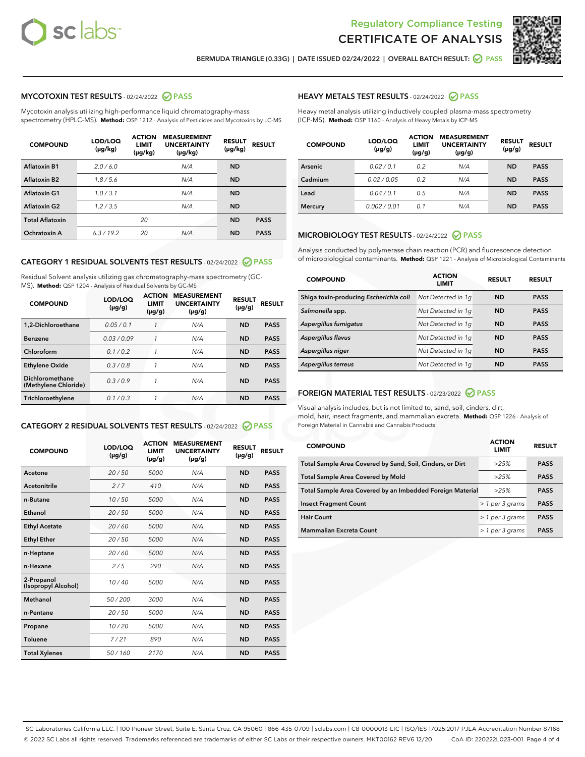Regulatory Compliance Testing
# CERTIFICATE OF ANALYSIS

BERMUDA TRIANGLE (0.33G) | DATE ISSUED 02/24/2022 | OVERALL BATCH RESULT: PASS

## MYCOTOXIN TEST RESULTS - 02/24/2022 PASS

Mycotoxin analysis utilizing high-performance liquid chromatography-mass spectrometry (HPLC-MS). **Method:** QSP 1212 - Analysis of Pesticides and Mycotoxins by LC-MS

| COMPOUND | LOD/LOQ (µg/kg) | ACTION LIMIT (µg/kg) | MEASUREMENT UNCERTAINTY (µg/kg) | RESULT (µg/kg) | RESULT |
|---|---|---|---|---|---|
| Aflatoxin B1 | 2.0 / 6.0 | | N/A | ND | |
| Aflatoxin B2 | 1.8 / 5.6 | | N/A | ND | |
| Aflatoxin G1 | 1.0 / 3.1 | | N/A | ND | |
| Aflatoxin G2 | 1.2 / 3.5 | | N/A | ND | |
| Total Aflatoxin | | 20 | | ND | PASS |
| Ochratoxin A | 6.3 / 19.2 | 20 | N/A | ND | PASS |

## CATEGORY 1 RESIDUAL SOLVENTS TEST RESULTS - 02/24/2022 PASS

Residual Solvent analysis utilizing gas chromatography-mass spectrometry (GC-MS). **Method:** QSP 1204 - Analysis of Residual Solvents by GC-MS

| COMPOUND | LOD/LOQ (µg/g) | ACTION LIMIT (µg/g) | MEASUREMENT UNCERTAINTY (µg/g) | RESULT (µg/g) | RESULT |
|---|---|---|---|---|---|
| 1,2-Dichloroethane | 0.05 / 0.1 | 1 | N/A | ND | PASS |
| Benzene | 0.03 / 0.09 | 1 | N/A | ND | PASS |
| Chloroform | 0.1 / 0.2 | 1 | N/A | ND | PASS |
| Ethylene Oxide | 0.3 / 0.8 | 1 | N/A | ND | PASS |
| Dichloromethane (Methylene Chloride) | 0.3 / 0.9 | 1 | N/A | ND | PASS |
| Trichloroethylene | 0.1 / 0.3 | 1 | N/A | ND | PASS |

## CATEGORY 2 RESIDUAL SOLVENTS TEST RESULTS - 02/24/2022 PASS

| COMPOUND | LOD/LOQ (µg/g) | ACTION LIMIT (µg/g) | MEASUREMENT UNCERTAINTY (µg/g) | RESULT (µg/g) | RESULT |
|---|---|---|---|---|---|
| Acetone | 20 / 50 | 5000 | N/A | ND | PASS |
| Acetonitrile | 2 / 7 | 410 | N/A | ND | PASS |
| n-Butane | 10 / 50 | 5000 | N/A | ND | PASS |
| Ethanol | 20 / 50 | 5000 | N/A | ND | PASS |
| Ethyl Acetate | 20 / 60 | 5000 | N/A | ND | PASS |
| Ethyl Ether | 20 / 50 | 5000 | N/A | ND | PASS |
| n-Heptane | 20 / 60 | 5000 | N/A | ND | PASS |
| n-Hexane | 2 / 5 | 290 | N/A | ND | PASS |
| 2-Propanol (Isopropyl Alcohol) | 10 / 40 | 5000 | N/A | ND | PASS |
| Methanol | 50 / 200 | 3000 | N/A | ND | PASS |
| n-Pentane | 20 / 50 | 5000 | N/A | ND | PASS |
| Propane | 10 / 20 | 5000 | N/A | ND | PASS |
| Toluene | 7 / 21 | 890 | N/A | ND | PASS |
| Total Xylenes | 50 / 160 | 2170 | N/A | ND | PASS |

## HEAVY METALS TEST RESULTS - 02/24/2022 PASS

Heavy metal analysis utilizing inductively coupled plasma-mass spectrometry (ICP-MS). **Method:** QSP 1160 - Analysis of Heavy Metals by ICP-MS

| COMPOUND | LOD/LOQ (µg/g) | ACTION LIMIT (µg/g) | MEASUREMENT UNCERTAINTY (µg/g) | RESULT (µg/g) | RESULT |
|---|---|---|---|---|---|
| Arsenic | 0.02 / 0.1 | 0.2 | N/A | ND | PASS |
| Cadmium | 0.02 / 0.05 | 0.2 | N/A | ND | PASS |
| Lead | 0.04 / 0.1 | 0.5 | N/A | ND | PASS |
| Mercury | 0.002 / 0.01 | 0.1 | N/A | ND | PASS |

## MICROBIOLOGY TEST RESULTS - 02/24/2022 PASS

Analysis conducted by polymerase chain reaction (PCR) and fluorescence detection of microbiological contaminants. **Method:** QSP 1221 - Analysis of Microbiological Contaminants

| COMPOUND | ACTION LIMIT | RESULT | RESULT |
|---|---|---|---|
| Shiga toxin-producing *Escherichia coli* | Not Detected in 1g | ND | PASS |
| *Salmonella* spp. | Not Detected in 1g | ND | PASS |
| *Aspergillus fumigatus* | Not Detected in 1g | ND | PASS |
| *Aspergillus flavus* | Not Detected in 1g | ND | PASS |
| *Aspergillus niger* | Not Detected in 1g | ND | PASS |
| *Aspergillus terreus* | Not Detected in 1g | ND | PASS |

## FOREIGN MATERIAL TEST RESULTS - 02/23/2022 PASS

Visual analysis includes, but is not limited to, sand, soil, cinders, dirt, mold, hair, insect fragments, and mammalian excreta. **Method:** QSP 1226 - Analysis of Foreign Material in Cannabis and Cannabis Products

| COMPOUND | ACTION LIMIT | RESULT |
|---|---|---|
| Total Sample Area Covered by Sand, Soil, Cinders, or Dirt | >25% | PASS |
| Total Sample Area Covered by Mold | >25% | PASS |
| Total Sample Area Covered by an Imbedded Foreign Material | >25% | PASS |
| Insect Fragment Count | > 1 per 3 grams | PASS |
| Hair Count | > 1 per 3 grams | PASS |
| Mammalian Excreta Count | > 1 per 3 grams | PASS |

SC Laboratories California LLC. | 100 Pioneer Street, Suite E, Santa Cruz, CA 95060 | 866-435-0709 | sclabs.com | C8-0000013-LIC | ISO/IES 17025:2017 PJLA Accreditation Number 87168
© 2022 SC Labs all rights reserved. Trademarks referenced are trademarks of either SC Labs or their respective owners. MKT00162 REV6 12/20 CoA ID: 220222L023-001